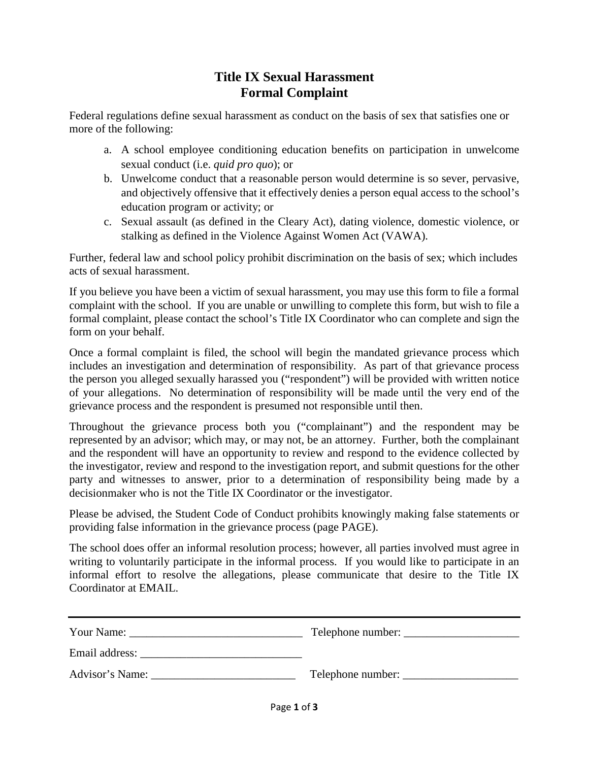# Title IX Sexual Harassment
# Formal Complaint

Federal regulations define sexual harassment as conduct on the basis of sex that satisfies one or more of the following:

a. A school employee conditioning education benefits on participation in unwelcome sexual conduct (i.e. *quid pro quo*); or
b. Unwelcome conduct that a reasonable person would determine is so sever, pervasive, and objectively offensive that it effectively denies a person equal access to the school's education program or activity; or
c. Sexual assault (as defined in the Cleary Act), dating violence, domestic violence, or stalking as defined in the Violence Against Women Act (VAWA).

Further, federal law and school policy prohibit discrimination on the basis of sex; which includes acts of sexual harassment.

If you believe you have been a victim of sexual harassment, you may use this form to file a formal complaint with the school. If you are unable or unwilling to complete this form, but wish to file a formal complaint, please contact the school's Title IX Coordinator who can complete and sign the form on your behalf.

Once a formal complaint is filed, the school will begin the mandated grievance process which includes an investigation and determination of responsibility. As part of that grievance process the person you alleged sexually harassed you ("respondent") will be provided with written notice of your allegations. No determination of responsibility will be made until the very end of the grievance process and the respondent is presumed not responsible until then.

Throughout the grievance process both you ("complainant") and the respondent may be represented by an advisor; which may, or may not, be an attorney. Further, both the complainant and the respondent will have an opportunity to review and respond to the evidence collected by the investigator, review and respond to the investigation report, and submit questions for the other party and witnesses to answer, prior to a determination of responsibility being made by a decisionmaker who is not the Title IX Coordinator or the investigator.

Please be advised, the Student Code of Conduct prohibits knowingly making false statements or providing false information in the grievance process (page PAGE).

The school does offer an informal resolution process; however, all parties involved must agree in writing to voluntarily participate in the informal process. If you would like to participate in an informal effort to resolve the allegations, please communicate that desire to the Title IX Coordinator at EMAIL.

---

Your Name: ______________________________ Telephone number: ____________________

Email address: ____________________________

Advisor's Name: _________________________ Telephone number: ____________________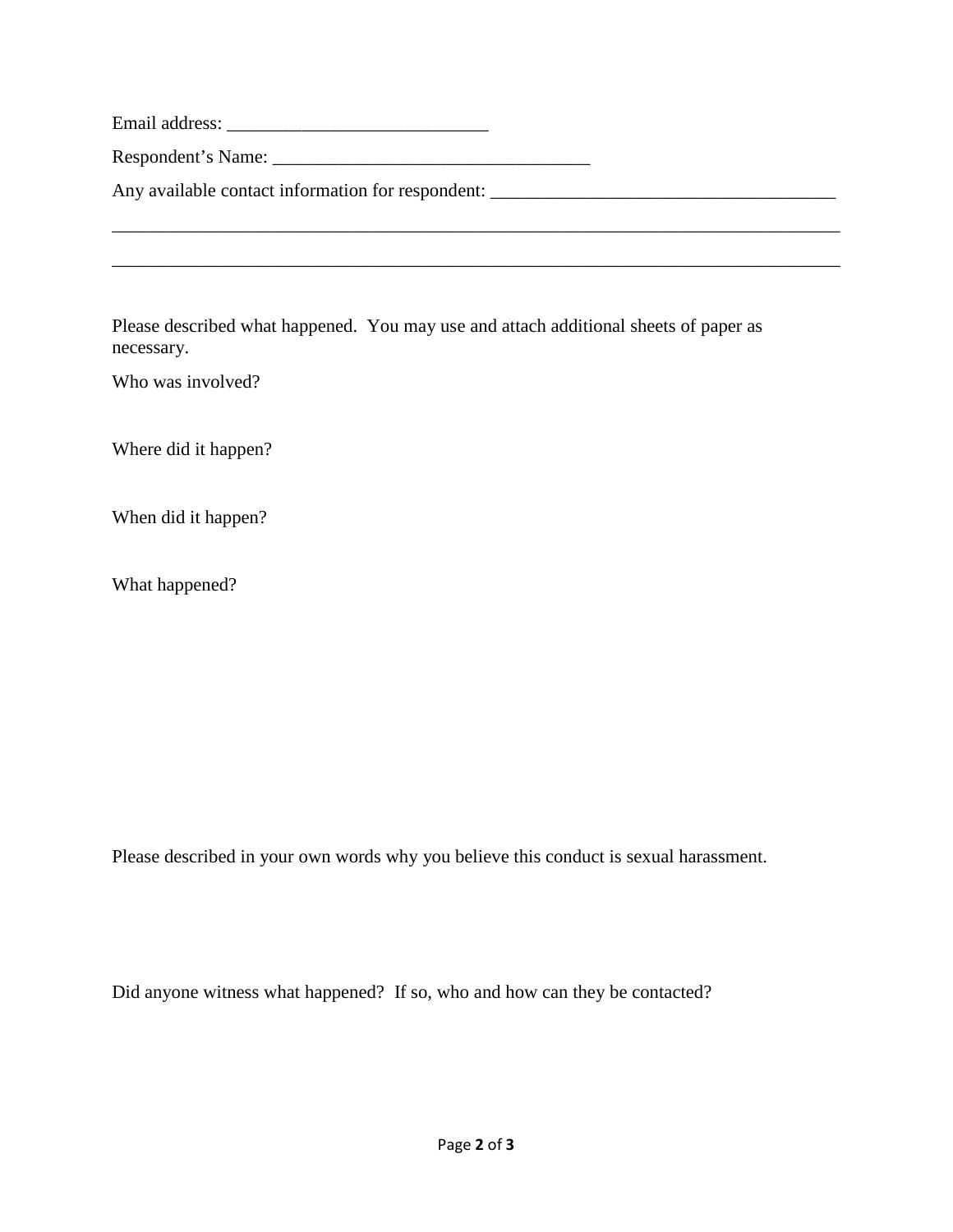Email address: ____________________________

Respondent's Name: __________________________________

Any available contact information for respondent: _____________________________________

_______________________________________________________________________________

_______________________________________________________________________________

Please described what happened.  You may use and attach additional sheets of paper as necessary.

Who was involved?

Where did it happen?

When did it happen?

What happened?

Please described in your own words why you believe this conduct is sexual harassment.

Did anyone witness what happened?  If so, who and how can they be contacted?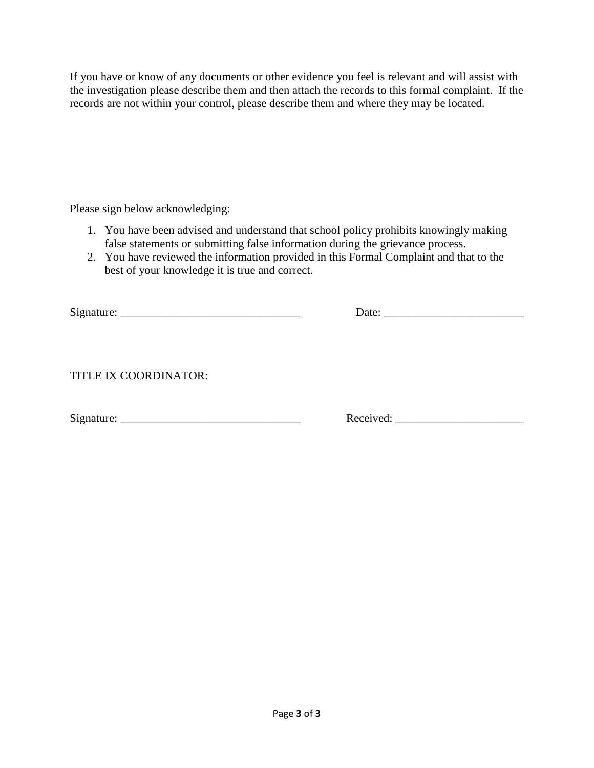If you have or know of any documents or other evidence you feel is relevant and will assist with the investigation please describe them and then attach the records to this formal complaint. If the records are not within your control, please describe them and where they may be located.

Please sign below acknowledging:

1. You have been advised and understand that school policy prohibits knowingly making false statements or submitting false information during the grievance process.
2. You have reviewed the information provided in this Formal Complaint and that to the best of your knowledge it is true and correct.

Signature: _______________________________ Date: ________________________

TITLE IX COORDINATOR:

Signature: _______________________________ Received: ______________________